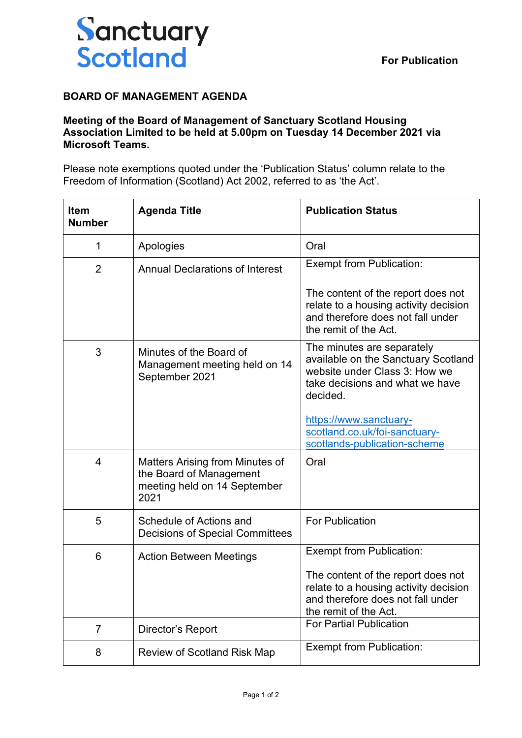Sanctuary Scotland

**For Publication**

**BOARD OF MANAGEMENT AGENDA**

**Meeting of the Board of Management of Sanctuary Scotland Housing Association Limited to be held at 5.00pm on Tuesday 14 December 2021 via Microsoft Teams.**

Please note exemptions quoted under the 'Publication Status' column relate to the Freedom of Information (Scotland) Act 2002, referred to as 'the Act'.

| Item Number | Agenda Title | Publication Status |
|---|---|---|
| 1 | Apologies | Oral |
| 2 | Annual Declarations of Interest | Exempt from Publication:<br><br>The content of the report does not relate to a housing activity decision and therefore does not fall under the remit of the Act. |
| 3 | Minutes of the Board of Management meeting held on 14 September 2021 | The minutes are separately available on the Sanctuary Scotland website under Class 3: How we take decisions and what we have decided.<br><br>https://www.sanctuary-scotland.co.uk/foi-sanctuary-scotlands-publication-scheme |
| 4 | Matters Arising from Minutes of the Board of Management meeting held on 14 September 2021 | Oral |
| 5 | Schedule of Actions and Decisions of Special Committees | For Publication |
| 6 | Action Between Meetings | Exempt from Publication:<br><br>The content of the report does not relate to a housing activity decision and therefore does not fall under the remit of the Act. |
| 7 | Director's Report | For Partial Publication |
| 8 | Review of Scotland Risk Map | Exempt from Publication: |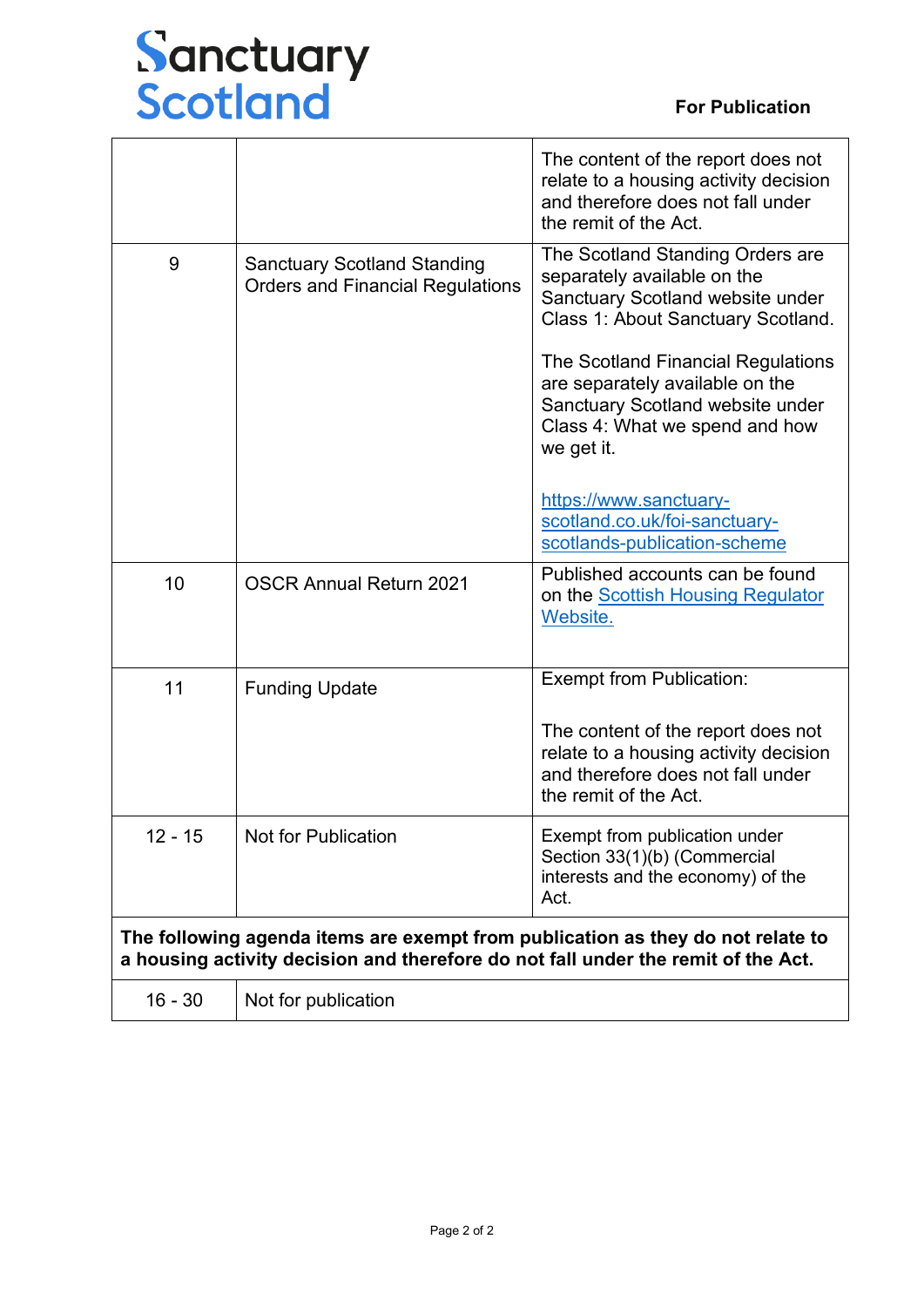**For Publication**

| | | |
|---|---|---|
| | | The content of the report does not relate to a housing activity decision and therefore does not fall under the remit of the Act. |
| 9 | Sanctuary Scotland Standing Orders and Financial Regulations | The Scotland Standing Orders are separately available on the Sanctuary Scotland website under Class 1: About Sanctuary Scotland.<br><br>The Scotland Financial Regulations are separately available on the Sanctuary Scotland website under Class 4: What we spend and how we get it.<br><br>[https://www.sanctuary-scotland.co.uk/foi-sanctuary-scotlands-publication-scheme](https://www.sanctuary-scotland.co.uk/foi-sanctuary-scotlands-publication-scheme) |
| 10 | OSCR Annual Return 2021 | Published accounts can be found on the Scottish Housing Regulator Website. |
| 11 | Funding Update | Exempt from Publication:<br><br>The content of the report does not relate to a housing activity decision and therefore does not fall under the remit of the Act. |
| 12 - 15 | Not for Publication | Exempt from publication under Section 33(1)(b) (Commercial interests and the economy) of the Act. |
| **The following agenda items are exempt from publication as they do not relate to a housing activity decision and therefore do not fall under the remit of the Act.** | | |
| 16 - 30 | Not for publication | |